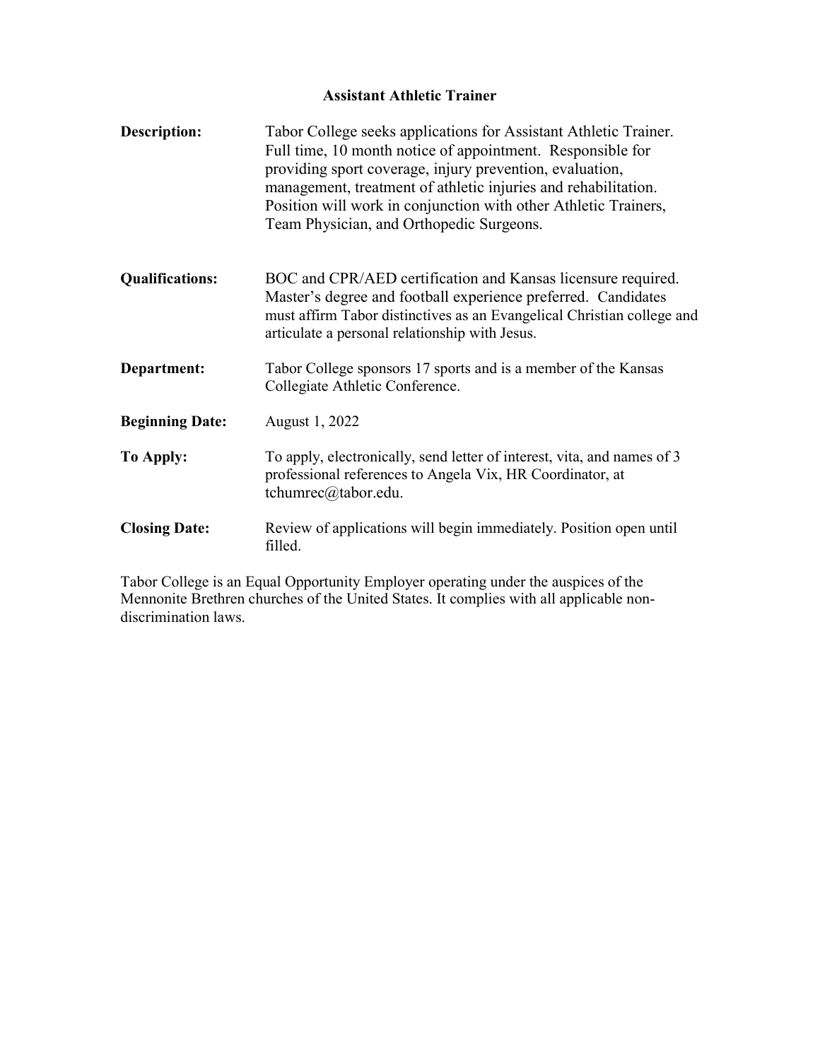# Assistant Athletic Trainer

**Description:** Tabor College seeks applications for Assistant Athletic Trainer. Full time, 10 month notice of appointment. Responsible for providing sport coverage, injury prevention, evaluation, management, treatment of athletic injuries and rehabilitation. Position will work in conjunction with other Athletic Trainers, Team Physician, and Orthopedic Surgeons.

**Qualifications:** BOC and CPR/AED certification and Kansas licensure required. Master's degree and football experience preferred. Candidates must affirm Tabor distinctives as an Evangelical Christian college and articulate a personal relationship with Jesus.

**Department:** Tabor College sponsors 17 sports and is a member of the Kansas Collegiate Athletic Conference.

**Beginning Date:** August 1, 2022

**To Apply:** To apply, electronically, send letter of interest, vita, and names of 3 professional references to Angela Vix, HR Coordinator, at tchumrec@tabor.edu.

**Closing Date:** Review of applications will begin immediately. Position open until filled.

Tabor College is an Equal Opportunity Employer operating under the auspices of the Mennonite Brethren churches of the United States. It complies with all applicable non-discrimination laws.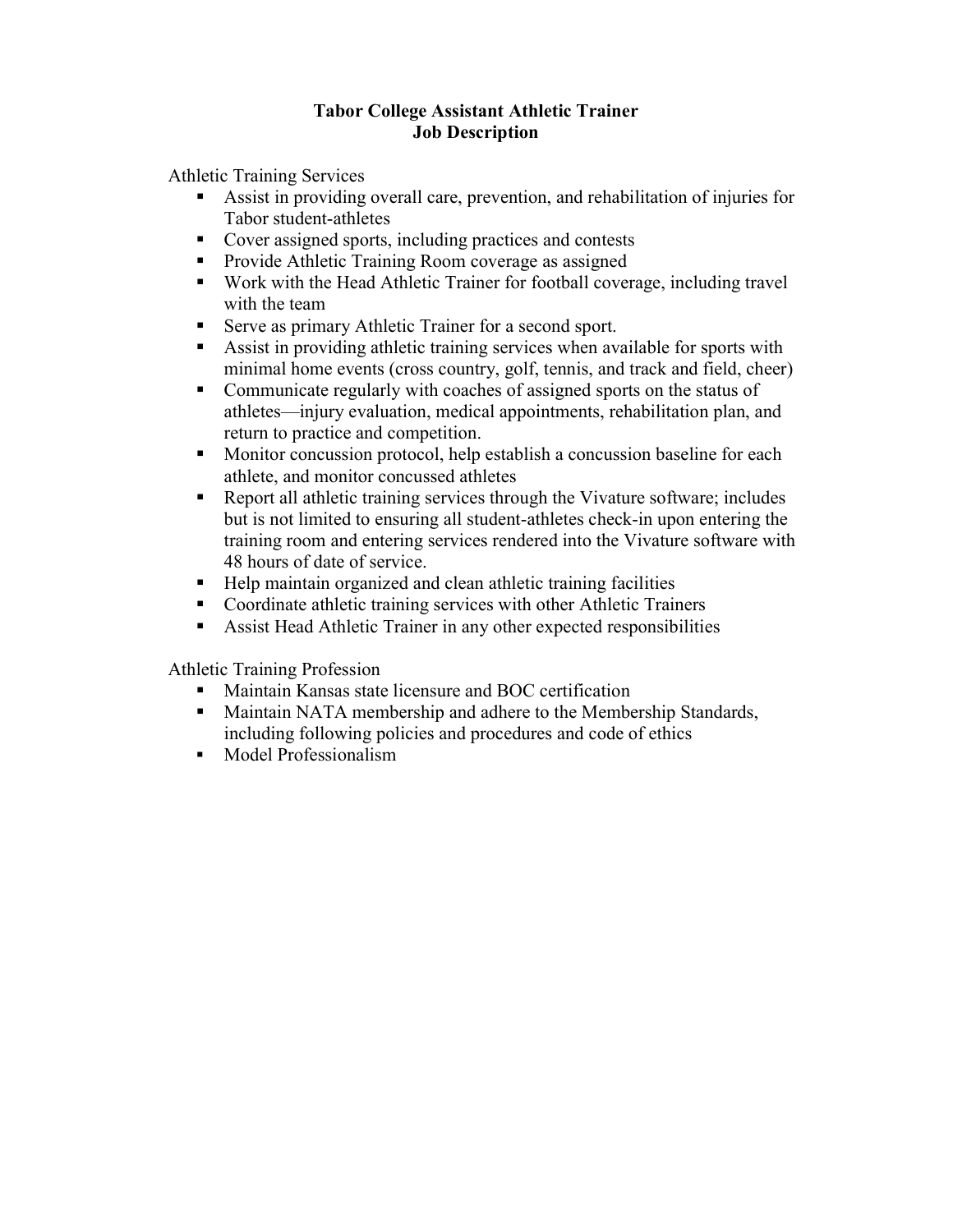**Tabor College Assistant Athletic Trainer**
**Job Description**

Athletic Training Services

- Assist in providing overall care, prevention, and rehabilitation of injuries for Tabor student-athletes
- Cover assigned sports, including practices and contests
- Provide Athletic Training Room coverage as assigned
- Work with the Head Athletic Trainer for football coverage, including travel with the team
- Serve as primary Athletic Trainer for a second sport.
- Assist in providing athletic training services when available for sports with minimal home events (cross country, golf, tennis, and track and field, cheer)
- Communicate regularly with coaches of assigned sports on the status of athletes—injury evaluation, medical appointments, rehabilitation plan, and return to practice and competition.
- Monitor concussion protocol, help establish a concussion baseline for each athlete, and monitor concussed athletes
- Report all athletic training services through the Vivature software; includes but is not limited to ensuring all student-athletes check-in upon entering the training room and entering services rendered into the Vivature software with 48 hours of date of service.
- Help maintain organized and clean athletic training facilities
- Coordinate athletic training services with other Athletic Trainers
- Assist Head Athletic Trainer in any other expected responsibilities

Athletic Training Profession

- Maintain Kansas state licensure and BOC certification
- Maintain NATA membership and adhere to the Membership Standards, including following policies and procedures and code of ethics
- Model Professionalism